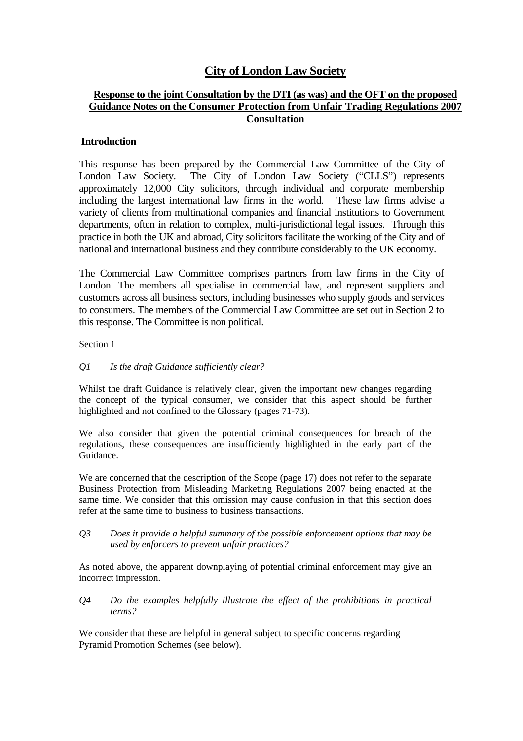# City of London Law Society

## Response to the joint Consultation by the DTI (as was) and the OFT on the proposed Guidance Notes on the Consumer Protection from Unfair Trading Regulations 2007 Consultation

### Introduction

This response has been prepared by the Commercial Law Committee of the City of London Law Society. The City of London Law Society ("CLLS") represents approximately 12,000 City solicitors, through individual and corporate membership including the largest international law firms in the world. These law firms advise a variety of clients from multinational companies and financial institutions to Government departments, often in relation to complex, multi-jurisdictional legal issues. Through this practice in both the UK and abroad, City solicitors facilitate the working of the City and of national and international business and they contribute considerably to the UK economy.

The Commercial Law Committee comprises partners from law firms in the City of London. The members all specialise in commercial law, and represent suppliers and customers across all business sectors, including businesses who supply goods and services to consumers. The members of the Commercial Law Committee are set out in Section 2 to this response. The Committee is non political.

Section 1

*Q1 Is the draft Guidance sufficiently clear?*

Whilst the draft Guidance is relatively clear, given the important new changes regarding the concept of the typical consumer, we consider that this aspect should be further highlighted and not confined to the Glossary (pages 71-73).

We also consider that given the potential criminal consequences for breach of the regulations, these consequences are insufficiently highlighted in the early part of the Guidance.

We are concerned that the description of the Scope (page 17) does not refer to the separate Business Protection from Misleading Marketing Regulations 2007 being enacted at the same time. We consider that this omission may cause confusion in that this section does refer at the same time to business to business transactions.

*Q3 Does it provide a helpful summary of the possible enforcement options that may be used by enforcers to prevent unfair practices?*

As noted above, the apparent downplaying of potential criminal enforcement may give an incorrect impression.

*Q4 Do the examples helpfully illustrate the effect of the prohibitions in practical terms?*

We consider that these are helpful in general subject to specific concerns regarding Pyramid Promotion Schemes (see below).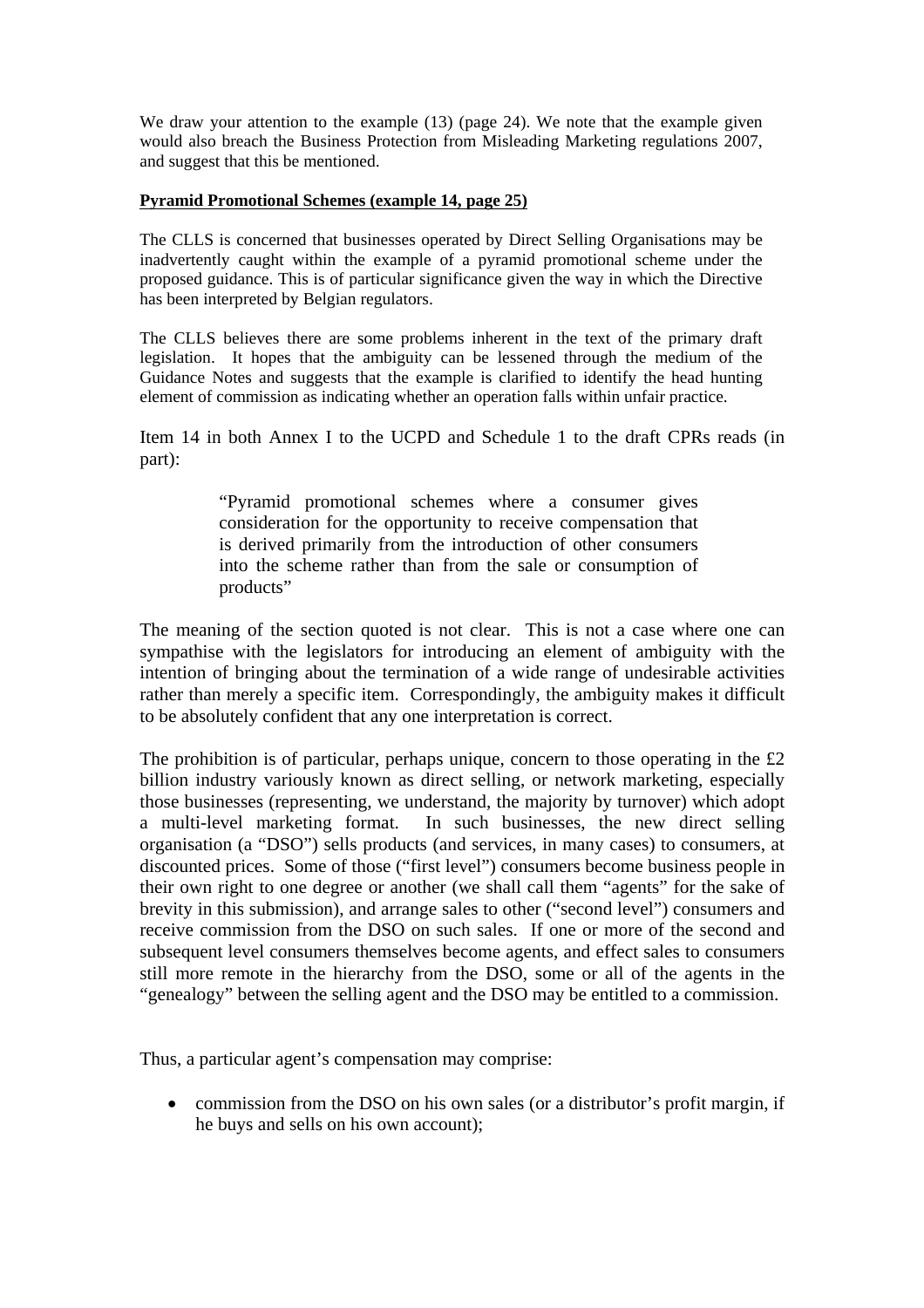We draw your attention to the example (13) (page 24). We note that the example given would also breach the Business Protection from Misleading Marketing regulations 2007, and suggest that this be mentioned.

**Pyramid Promotional Schemes (example 14, page 25)**

The CLLS is concerned that businesses operated by Direct Selling Organisations may be inadvertently caught within the example of a pyramid promotional scheme under the proposed guidance. This is of particular significance given the way in which the Directive has been interpreted by Belgian regulators.

The CLLS believes there are some problems inherent in the text of the primary draft legislation. It hopes that the ambiguity can be lessened through the medium of the Guidance Notes and suggests that the example is clarified to identify the head hunting element of commission as indicating whether an operation falls within unfair practice.

Item 14 in both Annex I to the UCPD and Schedule 1 to the draft CPRs reads (in part):

> "Pyramid promotional schemes where a consumer gives consideration for the opportunity to receive compensation that is derived primarily from the introduction of other consumers into the scheme rather than from the sale or consumption of products"

The meaning of the section quoted is not clear. This is not a case where one can sympathise with the legislators for introducing an element of ambiguity with the intention of bringing about the termination of a wide range of undesirable activities rather than merely a specific item. Correspondingly, the ambiguity makes it difficult to be absolutely confident that any one interpretation is correct.

The prohibition is of particular, perhaps unique, concern to those operating in the £2 billion industry variously known as direct selling, or network marketing, especially those businesses (representing, we understand, the majority by turnover) which adopt a multi-level marketing format. In such businesses, the new direct selling organisation (a "DSO") sells products (and services, in many cases) to consumers, at discounted prices. Some of those ("first level") consumers become business people in their own right to one degree or another (we shall call them "agents" for the sake of brevity in this submission), and arrange sales to other ("second level") consumers and receive commission from the DSO on such sales. If one or more of the second and subsequent level consumers themselves become agents, and effect sales to consumers still more remote in the hierarchy from the DSO, some or all of the agents in the "genealogy" between the selling agent and the DSO may be entitled to a commission.

Thus, a particular agent's compensation may comprise:

- commission from the DSO on his own sales (or a distributor's profit margin, if he buys and sells on his own account);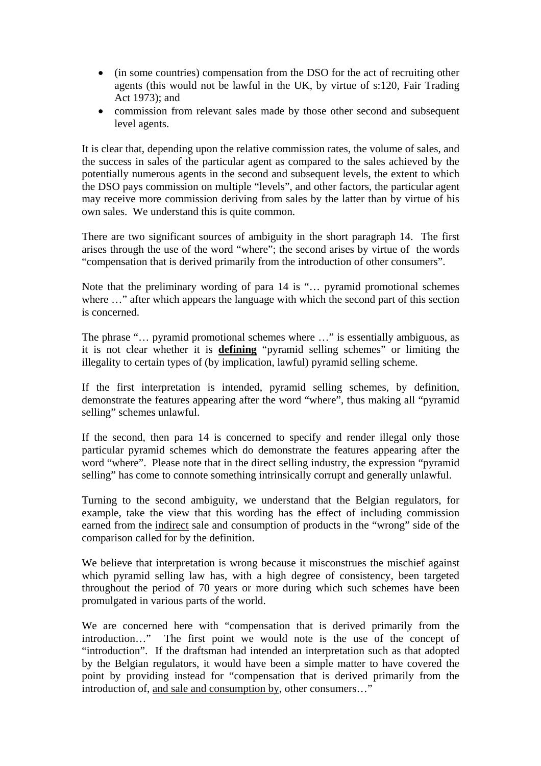- (in some countries) compensation from the DSO for the act of recruiting other agents (this would not be lawful in the UK, by virtue of s:120, Fair Trading Act 1973); and
- commission from relevant sales made by those other second and subsequent level agents.

It is clear that, depending upon the relative commission rates, the volume of sales, and the success in sales of the particular agent as compared to the sales achieved by the potentially numerous agents in the second and subsequent levels, the extent to which the DSO pays commission on multiple "levels", and other factors, the particular agent may receive more commission deriving from sales by the latter than by virtue of his own sales. We understand this is quite common.

There are two significant sources of ambiguity in the short paragraph 14. The first arises through the use of the word "where"; the second arises by virtue of the words "compensation that is derived primarily from the introduction of other consumers".

Note that the preliminary wording of para 14 is "… pyramid promotional schemes where …" after which appears the language with which the second part of this section is concerned.

The phrase "… pyramid promotional schemes where …" is essentially ambiguous, as it is not clear whether it is <u>**defining**</u> "pyramid selling schemes" or limiting the illegality to certain types of (by implication, lawful) pyramid selling scheme.

If the first interpretation is intended, pyramid selling schemes, by definition, demonstrate the features appearing after the word "where", thus making all "pyramid selling" schemes unlawful.

If the second, then para 14 is concerned to specify and render illegal only those particular pyramid schemes which do demonstrate the features appearing after the word "where". Please note that in the direct selling industry, the expression "pyramid selling" has come to connote something intrinsically corrupt and generally unlawful.

Turning to the second ambiguity, we understand that the Belgian regulators, for example, take the view that this wording has the effect of including commission earned from the <u>indirect</u> sale and consumption of products in the "wrong" side of the comparison called for by the definition.

We believe that interpretation is wrong because it misconstrues the mischief against which pyramid selling law has, with a high degree of consistency, been targeted throughout the period of 70 years or more during which such schemes have been promulgated in various parts of the world.

We are concerned here with "compensation that is derived primarily from the introduction…" The first point we would note is the use of the concept of "introduction". If the draftsman had intended an interpretation such as that adopted by the Belgian regulators, it would have been a simple matter to have covered the point by providing instead for "compensation that is derived primarily from the introduction of, <u>and sale and consumption by</u>, other consumers…"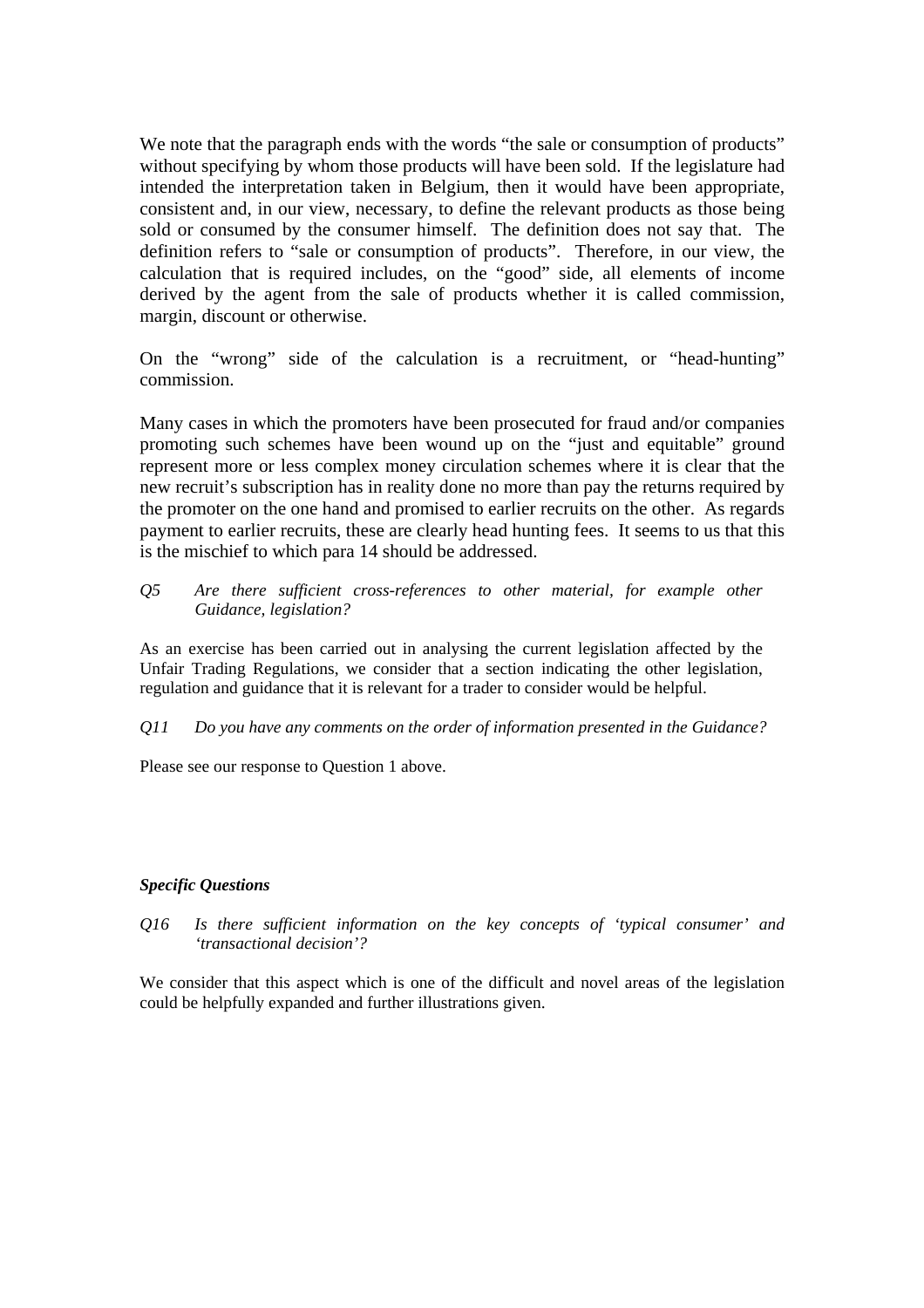We note that the paragraph ends with the words "the sale or consumption of products" without specifying by whom those products will have been sold. If the legislature had intended the interpretation taken in Belgium, then it would have been appropriate, consistent and, in our view, necessary, to define the relevant products as those being sold or consumed by the consumer himself. The definition does not say that. The definition refers to "sale or consumption of products". Therefore, in our view, the calculation that is required includes, on the "good" side, all elements of income derived by the agent from the sale of products whether it is called commission, margin, discount or otherwise.

On the "wrong" side of the calculation is a recruitment, or "head-hunting" commission.

Many cases in which the promoters have been prosecuted for fraud and/or companies promoting such schemes have been wound up on the "just and equitable" ground represent more or less complex money circulation schemes where it is clear that the new recruit's subscription has in reality done no more than pay the returns required by the promoter on the one hand and promised to earlier recruits on the other. As regards payment to earlier recruits, these are clearly head hunting fees. It seems to us that this is the mischief to which para 14 should be addressed.

*Q5 Are there sufficient cross-references to other material, for example other Guidance, legislation?*

As an exercise has been carried out in analysing the current legislation affected by the Unfair Trading Regulations, we consider that a section indicating the other legislation, regulation and guidance that it is relevant for a trader to consider would be helpful.

*Q11 Do you have any comments on the order of information presented in the Guidance?*

Please see our response to Question 1 above.

***Specific Questions***

*Q16 Is there sufficient information on the key concepts of 'typical consumer' and 'transactional decision'?*

We consider that this aspect which is one of the difficult and novel areas of the legislation could be helpfully expanded and further illustrations given.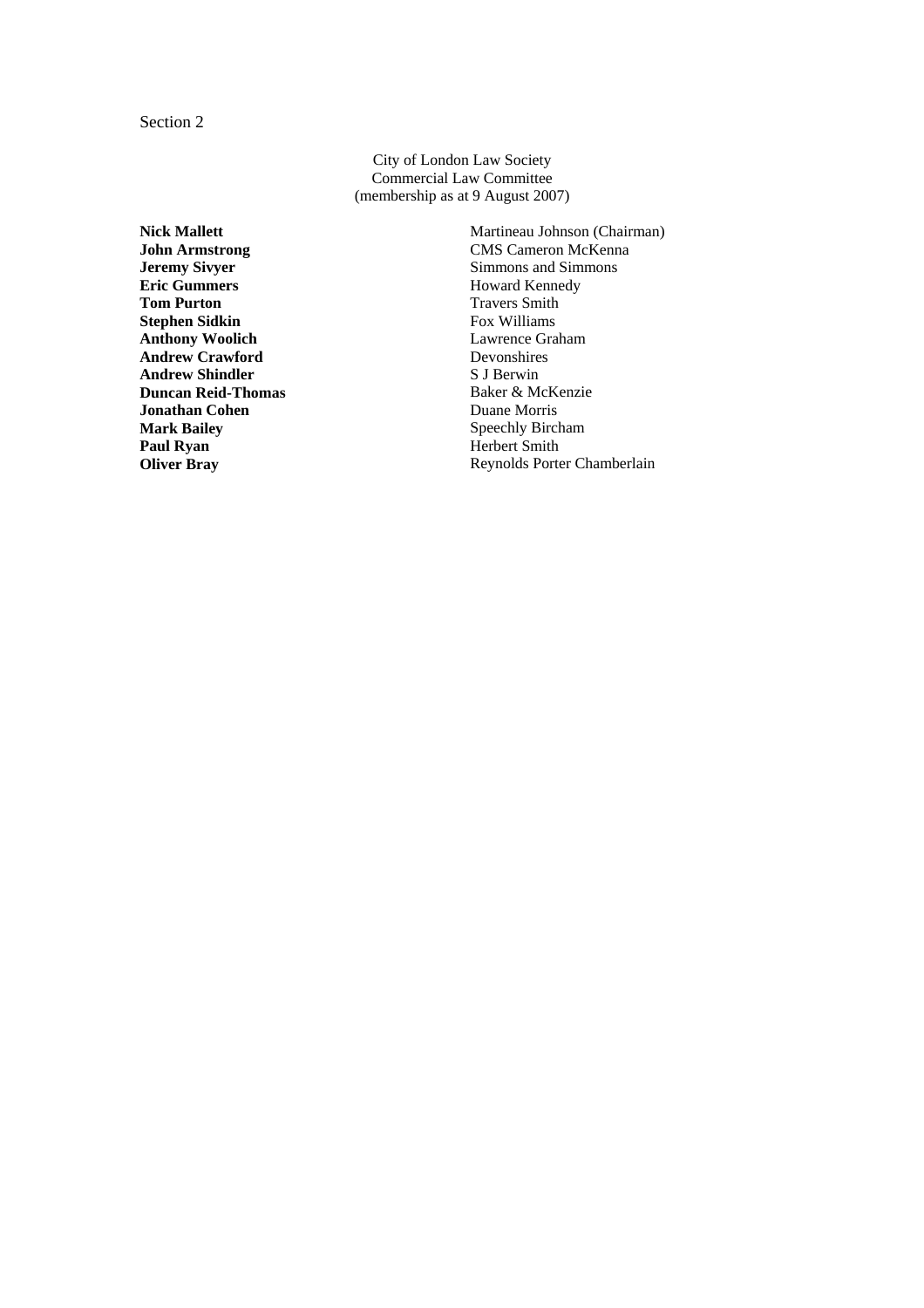Section 2

City of London Law Society
Commercial Law Committee
(membership as at 9 August 2007)

| | |
|---|---|
| **Nick Mallett** | Martineau Johnson (Chairman) |
| **John Armstrong** | CMS Cameron McKenna |
| **Jeremy Sivyer** | Simmons and Simmons |
| **Eric Gummers** | Howard Kennedy |
| **Tom Purton** | Travers Smith |
| **Stephen Sidkin** | Fox Williams |
| **Anthony Woolich** | Lawrence Graham |
| **Andrew Crawford** | Devonshires |
| **Andrew Shindler** | S J Berwin |
| **Duncan Reid-Thomas** | Baker & McKenzie |
| **Jonathan Cohen** | Duane Morris |
| **Mark Bailey** | Speechly Bircham |
| **Paul Ryan** | Herbert Smith |
| **Oliver Bray** | Reynolds Porter Chamberlain |